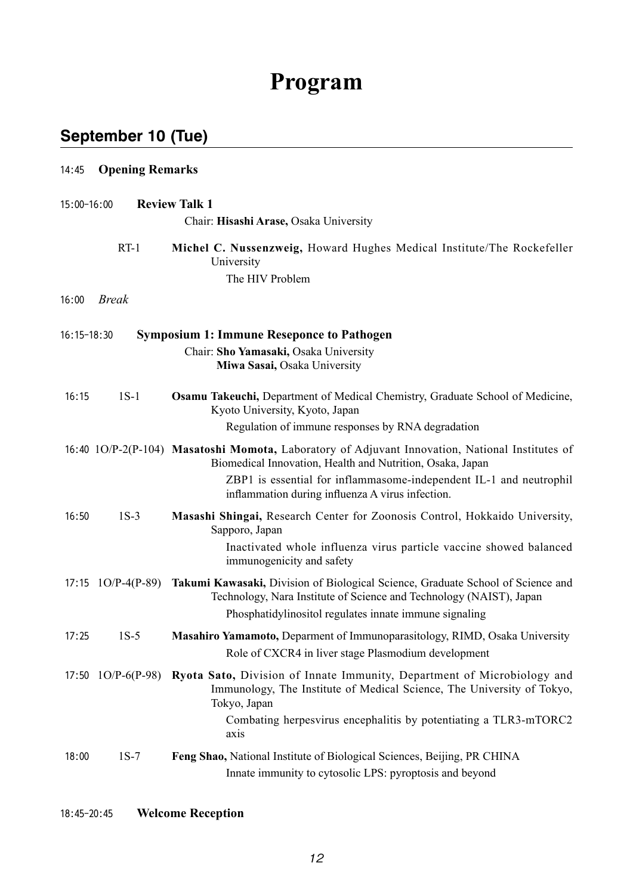# Program

## September 10 (Tue)

14:45 **Opening Remarks**

15:00–16:00 **Review Talk 1**

Chair: **Hisashi Arase,** Osaka University

RT-1 **Michel C. Nussenzweig,** Howard Hughes Medical Institute/The Rockefeller University

The HIV Problem

16:00 *Break*

16:15–18:30 **Symposium 1: Immune Reseponce to Pathogen**

Chair: **Sho Yamasaki,** Osaka University
**Miwa Sasai,** Osaka University

16:15 1S-1 **Osamu Takeuchi,** Department of Medical Chemistry, Graduate School of Medicine, Kyoto University, Kyoto, Japan

Regulation of immune responses by RNA degradation

16:40 1O/P-2(P-104) **Masatoshi Momota,** Laboratory of Adjuvant Innovation, National Institutes of Biomedical Innovation, Health and Nutrition, Osaka, Japan

ZBP1 is essential for inflammasome-independent IL-1 and neutrophil inflammation during influenza A virus infection.

16:50 1S-3 **Masashi Shingai,** Research Center for Zoonosis Control, Hokkaido University, Sapporo, Japan

Inactivated whole influenza virus particle vaccine showed balanced immunogenicity and safety

17:15 1O/P-4(P-89) **Takumi Kawasaki,** Division of Biological Science, Graduate School of Science and Technology, Nara Institute of Science and Technology (NAIST), Japan

Phosphatidylinositol regulates innate immune signaling

17:25 1S-5 **Masahiro Yamamoto,** Deparment of Immunoparasitology, RIMD, Osaka University

Role of CXCR4 in liver stage Plasmodium development

17:50 1O/P-6(P-98) **Ryota Sato,** Division of Innate Immunity, Department of Microbiology and Immunology, The Institute of Medical Science, The University of Tokyo, Tokyo, Japan

Combating herpesvirus encephalitis by potentiating a TLR3-mTORC2 axis

18:00 1S-7 **Feng Shao,** National Institute of Biological Sciences, Beijing, PR CHINA

Innate immunity to cytosolic LPS: pyroptosis and beyond

18:45–20:45 **Welcome Reception**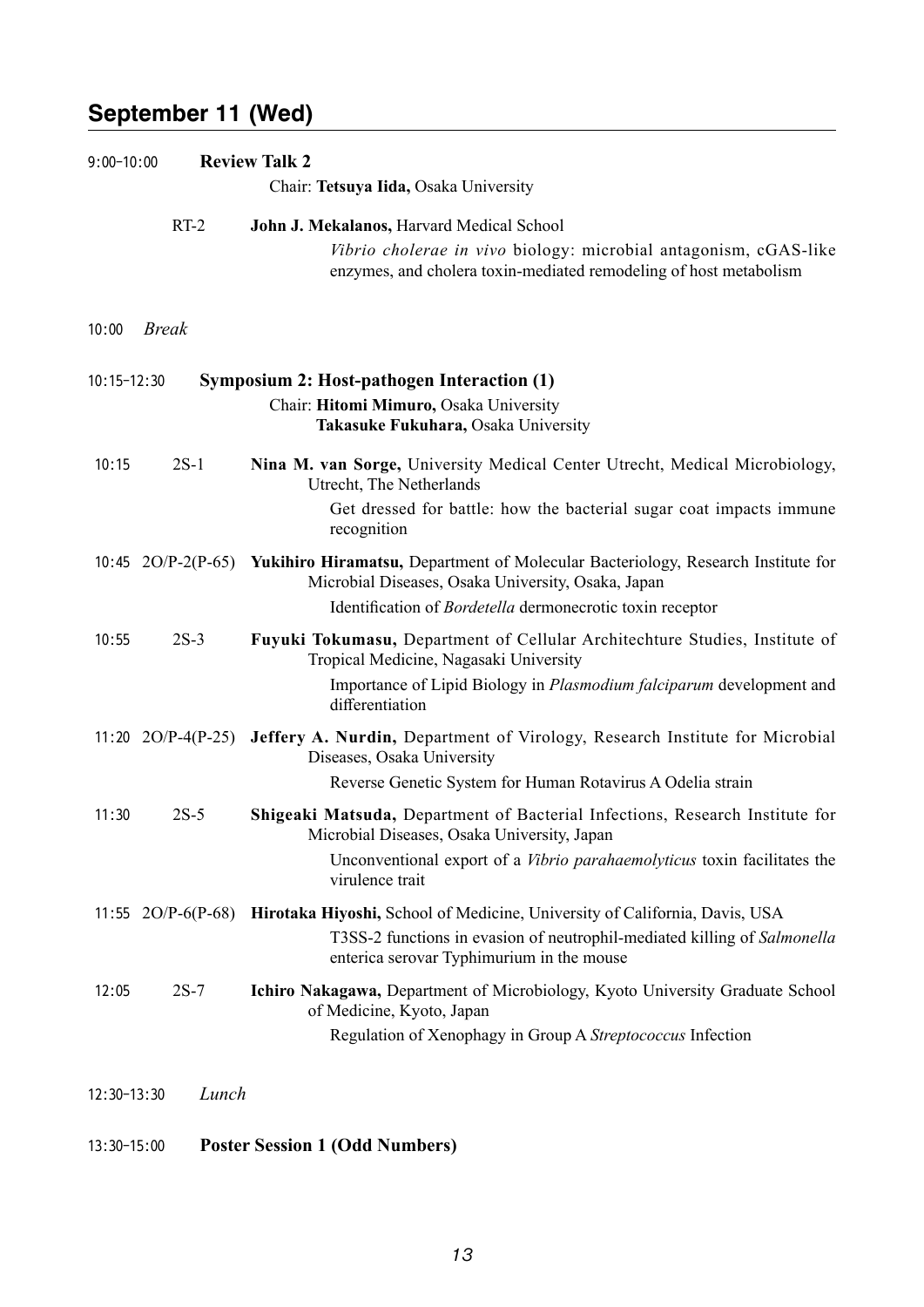## September 11 (Wed)

9:00–10:00 **Review Talk 2**

Chair: **Tetsuya Iida,** Osaka University

RT-2 **John J. Mekalanos,** Harvard Medical School

*Vibrio cholerae in vivo* biology: microbial antagonism, cGAS-like enzymes, and cholera toxin-mediated remodeling of host metabolism

10:00 *Break*

10:15–12:30 **Symposium 2: Host-pathogen Interaction (1)**

Chair: **Hitomi Mimuro,** Osaka University
**Takasuke Fukuhara,** Osaka University

10:15 2S-1 **Nina M. van Sorge,** University Medical Center Utrecht, Medical Microbiology, Utrecht, The Netherlands

Get dressed for battle: how the bacterial sugar coat impacts immune recognition

10:45 2O/P-2(P-65) **Yukihiro Hiramatsu,** Department of Molecular Bacteriology, Research Institute for Microbial Diseases, Osaka University, Osaka, Japan

Identification of *Bordetella* dermonecrotic toxin receptor

10:55 2S-3 **Fuyuki Tokumasu,** Department of Cellular Architechture Studies, Institute of Tropical Medicine, Nagasaki University

Importance of Lipid Biology in *Plasmodium falciparum* development and differentiation

11:20 2O/P-4(P-25) **Jeffery A. Nurdin,** Department of Virology, Research Institute for Microbial Diseases, Osaka University

Reverse Genetic System for Human Rotavirus A Odelia strain

11:30 2S-5 **Shigeaki Matsuda,** Department of Bacterial Infections, Research Institute for Microbial Diseases, Osaka University, Japan

Unconventional export of a *Vibrio parahaemolyticus* toxin facilitates the virulence trait

11:55 2O/P-6(P-68) **Hirotaka Hiyoshi,** School of Medicine, University of California, Davis, USA

T3SS-2 functions in evasion of neutrophil-mediated killing of *Salmonella* enterica serovar Typhimurium in the mouse

12:05 2S-7 **Ichiro Nakagawa,** Department of Microbiology, Kyoto University Graduate School of Medicine, Kyoto, Japan

Regulation of Xenophagy in Group A *Streptococcus* Infection

12:30–13:30 *Lunch*

13:30–15:00 **Poster Session 1 (Odd Numbers)**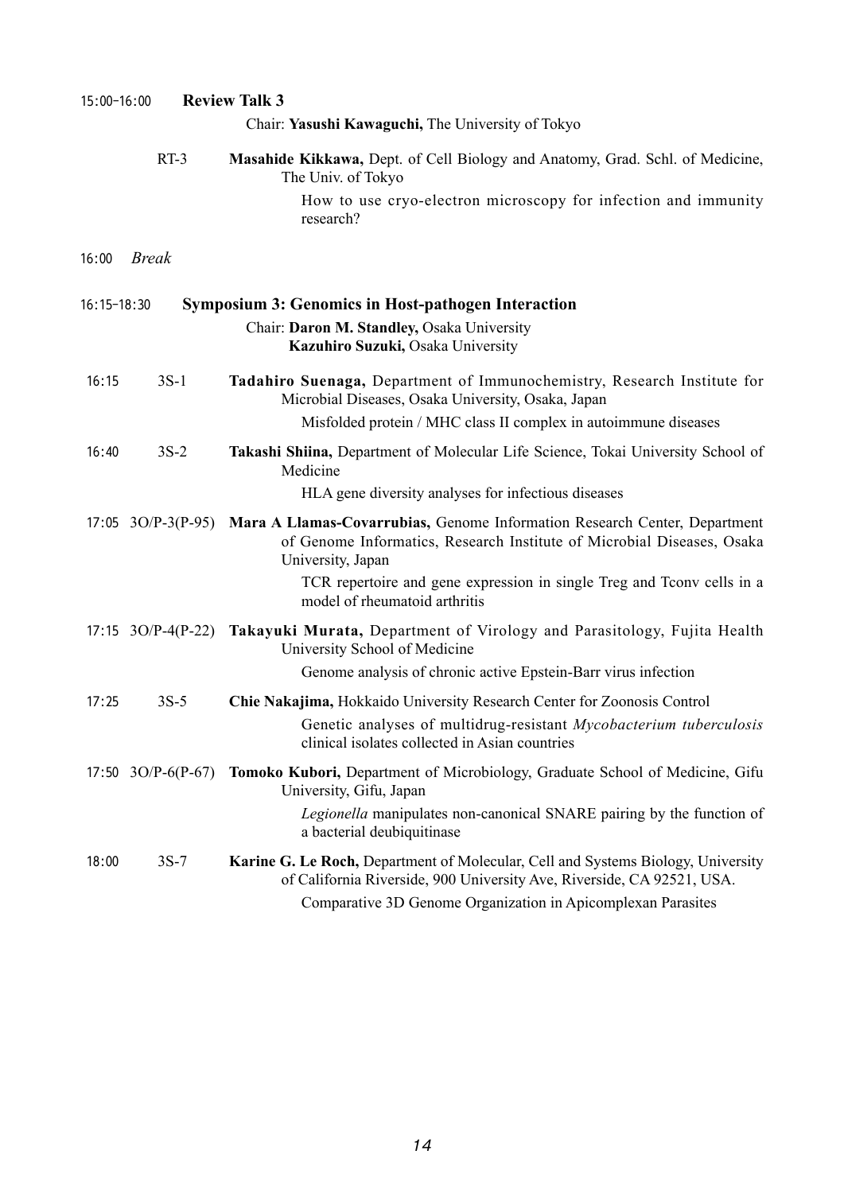15:00–16:00 **Review Talk 3**

Chair: **Yasushi Kawaguchi,** The University of Tokyo

RT-3 **Masahide Kikkawa,** Dept. of Cell Biology and Anatomy, Grad. Schl. of Medicine, The Univ. of Tokyo

How to use cryo-electron microscopy for infection and immunity research?

16:00 *Break*

16:15–18:30 **Symposium 3: Genomics in Host-pathogen Interaction**

Chair: **Daron M. Standley,** Osaka University
**Kazuhiro Suzuki,** Osaka University

16:15 3S-1 **Tadahiro Suenaga,** Department of Immunochemistry, Research Institute for Microbial Diseases, Osaka University, Osaka, Japan

Misfolded protein / MHC class II complex in autoimmune diseases

16:40 3S-2 **Takashi Shiina,** Department of Molecular Life Science, Tokai University School of Medicine

HLA gene diversity analyses for infectious diseases

17:05 3O/P-3(P-95) **Mara A Llamas-Covarrubias,** Genome Information Research Center, Department of Genome Informatics, Research Institute of Microbial Diseases, Osaka University, Japan

TCR repertoire and gene expression in single Treg and Tconv cells in a model of rheumatoid arthritis

17:15 3O/P-4(P-22) **Takayuki Murata,** Department of Virology and Parasitology, Fujita Health University School of Medicine

Genome analysis of chronic active Epstein-Barr virus infection

17:25 3S-5 **Chie Nakajima,** Hokkaido University Research Center for Zoonosis Control

Genetic analyses of multidrug-resistant *Mycobacterium tuberculosis* clinical isolates collected in Asian countries

17:50 3O/P-6(P-67) **Tomoko Kubori,** Department of Microbiology, Graduate School of Medicine, Gifu University, Gifu, Japan

*Legionella* manipulates non-canonical SNARE pairing by the function of a bacterial deubiquitinase

18:00 3S-7 **Karine G. Le Roch,** Department of Molecular, Cell and Systems Biology, University of California Riverside, 900 University Ave, Riverside, CA 92521, USA.

Comparative 3D Genome Organization in Apicomplexan Parasites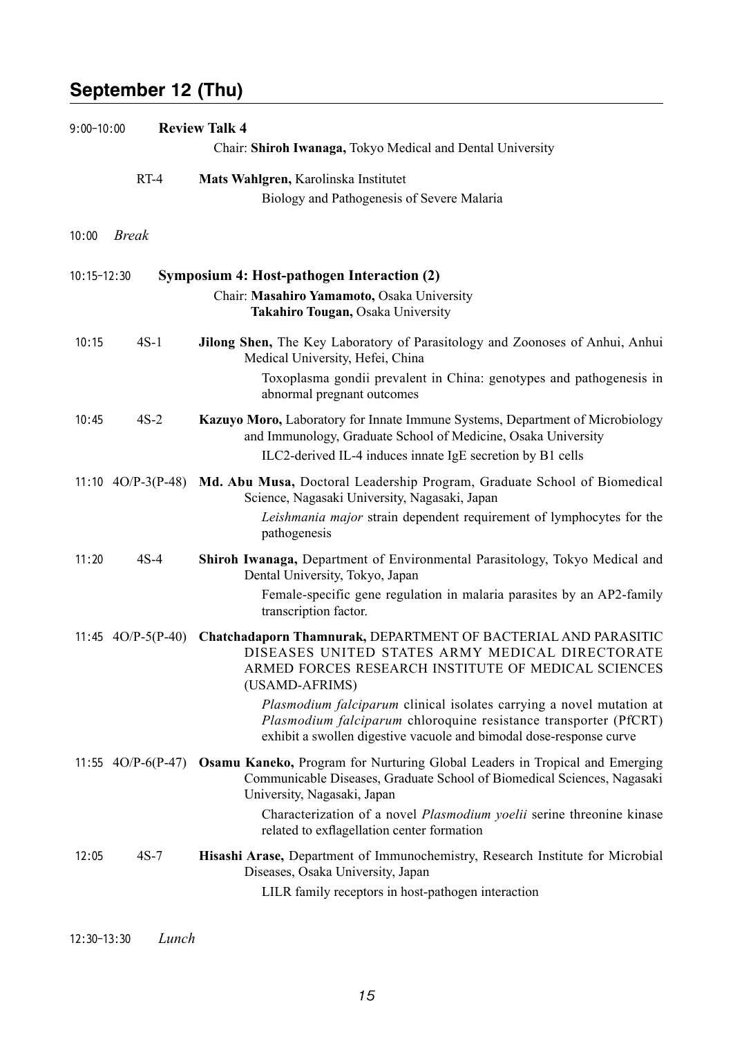## September 12 (Thu)

9:00–10:00 **Review Talk 4**

Chair: **Shiroh Iwanaga,** Tokyo Medical and Dental University

RT-4 **Mats Wahlgren,** Karolinska Institutet

Biology and Pathogenesis of Severe Malaria

10:00 *Break*

10:15–12:30 **Symposium 4: Host-pathogen Interaction (2)**

Chair: **Masahiro Yamamoto,** Osaka University
**Takahiro Tougan,** Osaka University

10:15 4S-1 **Jilong Shen,** The Key Laboratory of Parasitology and Zoonoses of Anhui, Anhui Medical University, Hefei, China

Toxoplasma gondii prevalent in China: genotypes and pathogenesis in abnormal pregnant outcomes

10:45 4S-2 **Kazuyo Moro,** Laboratory for Innate Immune Systems, Department of Microbiology and Immunology, Graduate School of Medicine, Osaka University

ILC2-derived IL-4 induces innate IgE secretion by B1 cells

11:10 4O/P-3(P-48) **Md. Abu Musa,** Doctoral Leadership Program, Graduate School of Biomedical Science, Nagasaki University, Nagasaki, Japan

*Leishmania major* strain dependent requirement of lymphocytes for the pathogenesis

11:20 4S-4 **Shiroh Iwanaga,** Department of Environmental Parasitology, Tokyo Medical and Dental University, Tokyo, Japan

Female-specific gene regulation in malaria parasites by an AP2-family transcription factor.

11:45 4O/P-5(P-40) **Chatchadaporn Thamnurak,** DEPARTMENT OF BACTERIAL AND PARASITIC DISEASES UNITED STATES ARMY MEDICAL DIRECTORATE ARMED FORCES RESEARCH INSTITUTE OF MEDICAL SCIENCES (USAMD-AFRIMS)

*Plasmodium falciparum* clinical isolates carrying a novel mutation at *Plasmodium falciparum* chloroquine resistance transporter (PfCRT) exhibit a swollen digestive vacuole and bimodal dose-response curve

11:55 4O/P-6(P-47) **Osamu Kaneko,** Program for Nurturing Global Leaders in Tropical and Emerging Communicable Diseases, Graduate School of Biomedical Sciences, Nagasaki University, Nagasaki, Japan

Characterization of a novel *Plasmodium yoelii* serine threonine kinase related to exflagellation center formation

12:05 4S-7 **Hisashi Arase,** Department of Immunochemistry, Research Institute for Microbial Diseases, Osaka University, Japan

LILR family receptors in host-pathogen interaction

12:30–13:30 *Lunch*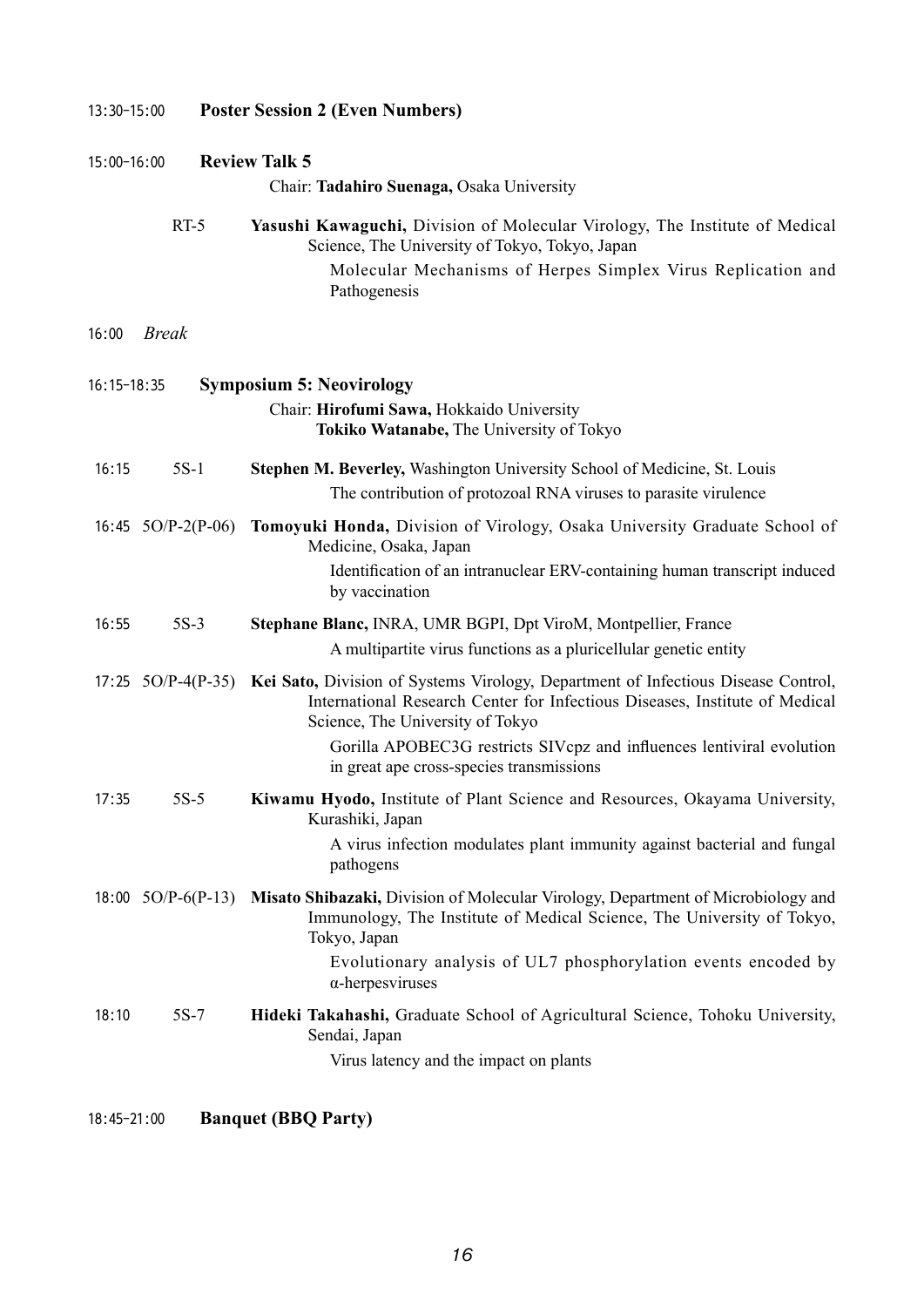13:30–15:00 **Poster Session 2 (Even Numbers)**

15:00–16:00 **Review Talk 5**

Chair: **Tadahiro Suenaga,** Osaka University

RT-5 **Yasushi Kawaguchi,** Division of Molecular Virology, The Institute of Medical Science, The University of Tokyo, Tokyo, Japan

Molecular Mechanisms of Herpes Simplex Virus Replication and Pathogenesis

16:00 *Break*

16:15–18:35 **Symposium 5: Neovirology**

Chair: **Hirofumi Sawa,** Hokkaido University
**Tokiko Watanabe,** The University of Tokyo

16:15 5S-1 **Stephen M. Beverley,** Washington University School of Medicine, St. Louis

The contribution of protozoal RNA viruses to parasite virulence

16:45 5O/P-2(P-06) **Tomoyuki Honda,** Division of Virology, Osaka University Graduate School of Medicine, Osaka, Japan

Identification of an intranuclear ERV-containing human transcript induced by vaccination

16:55 5S-3 **Stephane Blanc,** INRA, UMR BGPI, Dpt ViroM, Montpellier, France

A multipartite virus functions as a pluricellular genetic entity

17:25 5O/P-4(P-35) **Kei Sato,** Division of Systems Virology, Department of Infectious Disease Control, International Research Center for Infectious Diseases, Institute of Medical Science, The University of Tokyo

Gorilla APOBEC3G restricts SIVcpz and influences lentiviral evolution in great ape cross-species transmissions

17:35 5S-5 **Kiwamu Hyodo,** Institute of Plant Science and Resources, Okayama University, Kurashiki, Japan

A virus infection modulates plant immunity against bacterial and fungal pathogens

18:00 5O/P-6(P-13) **Misato Shibazaki,** Division of Molecular Virology, Department of Microbiology and Immunology, The Institute of Medical Science, The University of Tokyo, Tokyo, Japan

Evolutionary analysis of UL7 phosphorylation events encoded by α-herpesviruses

18:10 5S-7 **Hideki Takahashi,** Graduate School of Agricultural Science, Tohoku University, Sendai, Japan

Virus latency and the impact on plants

18:45–21:00 **Banquet (BBQ Party)**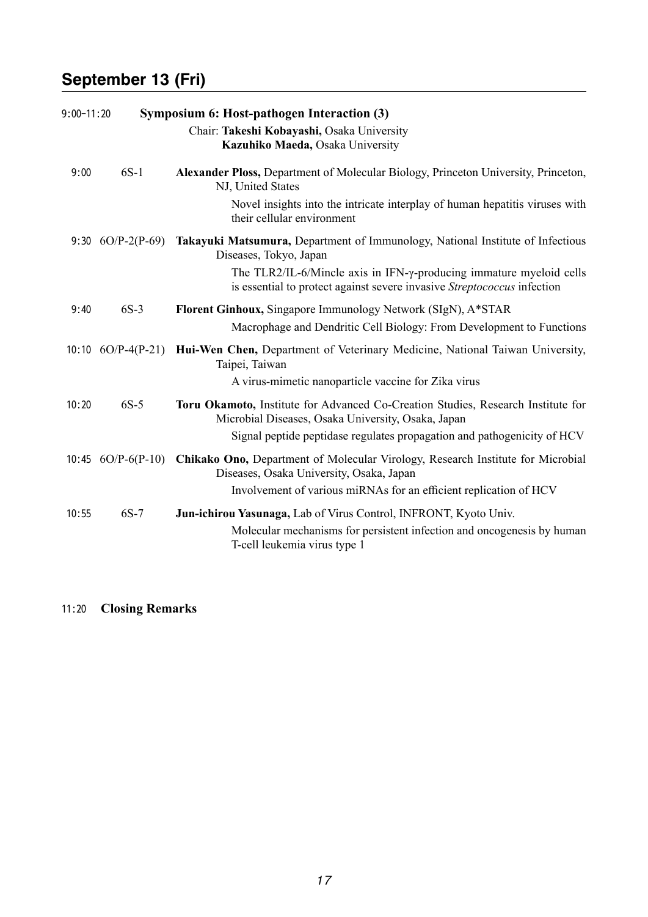## September 13 (Fri)

**9:00–11:20 Symposium 6: Host-pathogen Interaction (3)**

Chair: **Takeshi Kobayashi,** Osaka University
**Kazuhiko Maeda,** Osaka University

| | | |
|---|---|---|
| 9:00 | 6S-1 | **Alexander Ploss,** Department of Molecular Biology, Princeton University, Princeton, NJ, United States<br>Novel insights into the intricate interplay of human hepatitis viruses with their cellular environment |
| 9:30 | 6O/P-2(P-69) | **Takayuki Matsumura,** Department of Immunology, National Institute of Infectious Diseases, Tokyo, Japan<br>The TLR2/IL-6/Mincle axis in IFN-γ-producing immature myeloid cells is essential to protect against severe invasive *Streptococcus* infection |
| 9:40 | 6S-3 | **Florent Ginhoux,** Singapore Immunology Network (SIgN), A*STAR<br>Macrophage and Dendritic Cell Biology: From Development to Functions |
| 10:10 | 6O/P-4(P-21) | **Hui-Wen Chen,** Department of Veterinary Medicine, National Taiwan University, Taipei, Taiwan<br>A virus-mimetic nanoparticle vaccine for Zika virus |
| 10:20 | 6S-5 | **Toru Okamoto,** Institute for Advanced Co-Creation Studies, Research Institute for Microbial Diseases, Osaka University, Osaka, Japan<br>Signal peptide peptidase regulates propagation and pathogenicity of HCV |
| 10:45 | 6O/P-6(P-10) | **Chikako Ono,** Department of Molecular Virology, Research Institute for Microbial Diseases, Osaka University, Osaka, Japan<br>Involvement of various miRNAs for an efficient replication of HCV |
| 10:55 | 6S-7 | **Jun-ichirou Yasunaga,** Lab of Virus Control, INFRONT, Kyoto Univ.<br>Molecular mechanisms for persistent infection and oncogenesis by human T-cell leukemia virus type 1 |

**11:20 Closing Remarks**